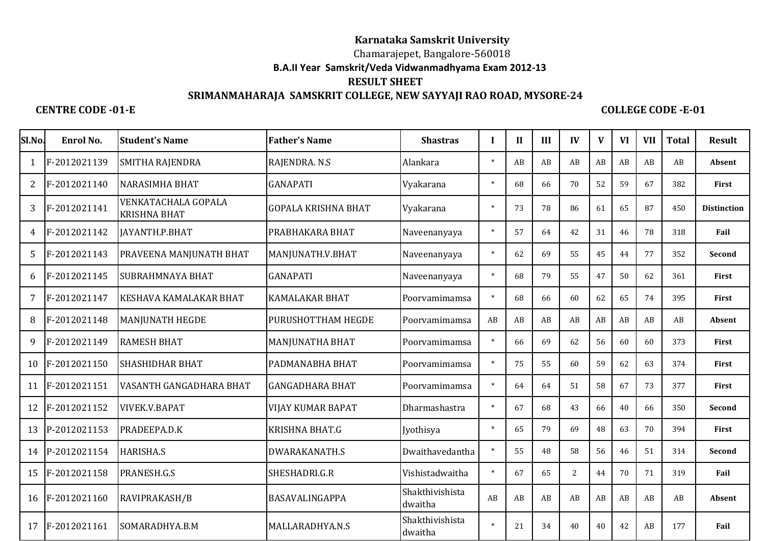**Karnataka Samskrit University**

Chamarajepet, Bangalore-560018

**B.A.II Year Samskrit/Veda Vidwanmadhyama Exam 2012-13**

**RESULT SHEET**

**SRIMANMAHARAJA SAMSKRIT COLLEGE, NEW SAYYAJI RAO ROAD, MYSORE-24**

**CENTRE CODE -01-E** **COLLEGE CODE -E-01**

| Sl.No. | Enrol No. | Student's Name | Father's Name | Shastras | I | II | III | IV | V | VI | VII | Total | Result |
|---|---|---|---|---|---|---|---|---|---|---|---|---|---|
| 1 | F-2012021139 | SMITHA RAJENDRA | RAJENDRA. N.S | Alankara | * | AB | AB | AB | AB | AB | AB | AB | **Absent** |
| 2 | F-2012021140 | NARASIMHA BHAT | GANAPATI | Vyakarana | * | 68 | 66 | 70 | 52 | 59 | 67 | 382 | **First** |
| 3 | F-2012021141 | VENKATACHALA GOPALA KRISHNA BHAT | GOPALA KRISHNA BHAT | Vyakarana | * | 73 | 78 | 86 | 61 | 65 | 87 | 450 | **Distinction** |
| 4 | F-2012021142 | JAYANTH.P.BHAT | PRABHAKARA BHAT | Naveenanyaya | * | 57 | 64 | 42 | 31 | 46 | 78 | 318 | **Fail** |
| 5 | F-2012021143 | PRAVEENA MANJUNATH BHAT | MANJUNATH.V.BHAT | Naveenanyaya | * | 62 | 69 | 55 | 45 | 44 | 77 | 352 | **Second** |
| 6 | F-2012021145 | SUBRAHMNAYA BHAT | GANAPATI | Naveenanyaya | * | 68 | 79 | 55 | 47 | 50 | 62 | 361 | **First** |
| 7 | F-2012021147 | KESHAVA KAMALAKAR BHAT | KAMALAKAR BHAT | Poorvamimamsa | * | 68 | 66 | 60 | 62 | 65 | 74 | 395 | **First** |
| 8 | F-2012021148 | MANJUNATH HEGDE | PURUSHOTTHAM HEGDE | Poorvamimamsa | AB | AB | AB | AB | AB | AB | AB | AB | **Absent** |
| 9 | F-2012021149 | RAMESH BHAT | MANJUNATHA BHAT | Poorvamimamsa | * | 66 | 69 | 62 | 56 | 60 | 60 | 373 | **First** |
| 10 | F-2012021150 | SHASHIDHAR BHAT | PADMANABHA BHAT | Poorvamimamsa | * | 75 | 55 | 60 | 59 | 62 | 63 | 374 | **First** |
| 11 | F-2012021151 | VASANTH GANGADHARA BHAT | GANGADHARA BHAT | Poorvamimamsa | * | 64 | 64 | 51 | 58 | 67 | 73 | 377 | **First** |
| 12 | F-2012021152 | VIVEK.V.BAPAT | VIJAY KUMAR BAPAT | Dharmashastra | * | 67 | 68 | 43 | 66 | 40 | 66 | 350 | **Second** |
| 13 | P-2012021153 | PRADEEPA.D.K | KRISHNA BHAT.G | Jyothisya | * | 65 | 79 | 69 | 48 | 63 | 70 | 394 | **First** |
| 14 | P-2012021154 | HARISHA.S | DWARAKANATH.S | Dwaithavedantha | * | 55 | 48 | 58 | 56 | 46 | 51 | 314 | **Second** |
| 15 | F-2012021158 | PRANESH.G.S | SHESHADRI.G.R | Vishistadwaitha | * | 67 | 65 | 2 | 44 | 70 | 71 | 319 | **Fail** |
| 16 | F-2012021160 | RAVIPRAKASH/B | BASAVALINGAPPA | Shakthivishista dwaitha | AB | AB | AB | AB | AB | AB | AB | AB | **Absent** |
| 17 | F-2012021161 | SOMARADHYA.B.M | MALLARADHYA.N.S | Shakthivishista dwaitha | * | 21 | 34 | 40 | 40 | 42 | AB | 177 | **Fail** |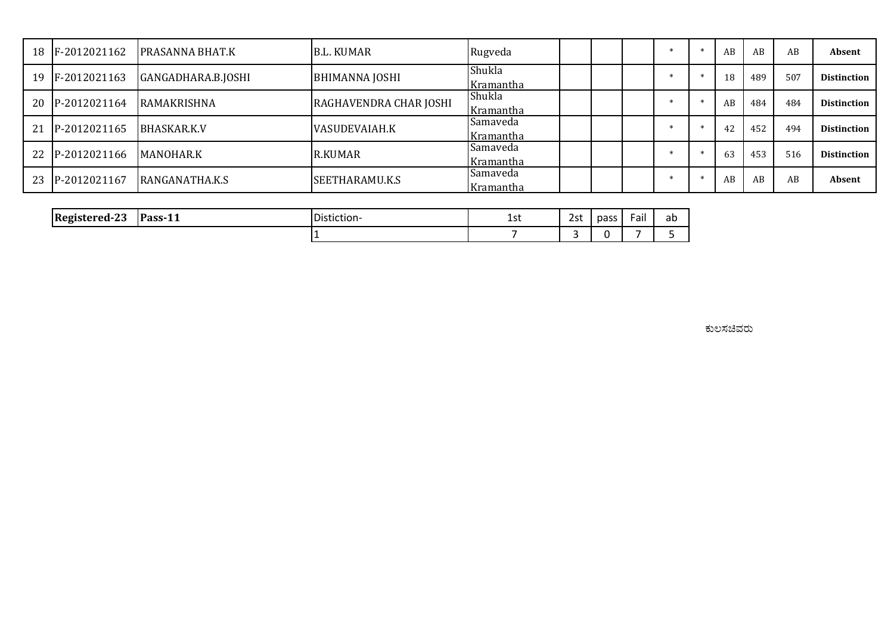| | | | | | | | | | | | | | |
|---|---|---|---|---|---|---|---|---|---|---|---|---|---|
| 18 | F-2012021162 | PRASANNA BHAT.K | B.L. KUMAR | Rugveda | | | | * | * | AB | AB | AB | **Absent** |
| 19 | F-2012021163 | GANGADHARA.B.JOSHI | BHIMANNA JOSHI | Shukla Kramantha | | | | * | * | 18 | 489 | 507 | **Distinction** |
| 20 | P-2012021164 | RAMAKRISHNA | RAGHAVENDRA CHAR JOSHI | Shukla Kramantha | | | | * | * | AB | 484 | 484 | **Distinction** |
| 21 | P-2012021165 | BHASKAR.K.V | VASUDEVAIAH.K | Samaveda Kramantha | | | | * | * | 42 | 452 | 494 | **Distinction** |
| 22 | P-2012021166 | MANOHAR.K | R.KUMAR | Samaveda Kramantha | | | | * | * | 63 | 453 | 516 | **Distinction** |
| 23 | P-2012021167 | RANGANATHA.K.S | SEETHARAMU.K.S | Samaveda Kramantha | | | | * | * | AB | AB | AB | **Absent** |

| | | | | | | | |
|---|---|---|---|---|---|---|---|
| **Registered-23** | **Pass-11** | Distiction- | 1st | 2st | pass | Fail | ab |
| | | 1 | 7 | 3 | 0 | 7 | 5 |

ಕುಲಸಚಿವರು